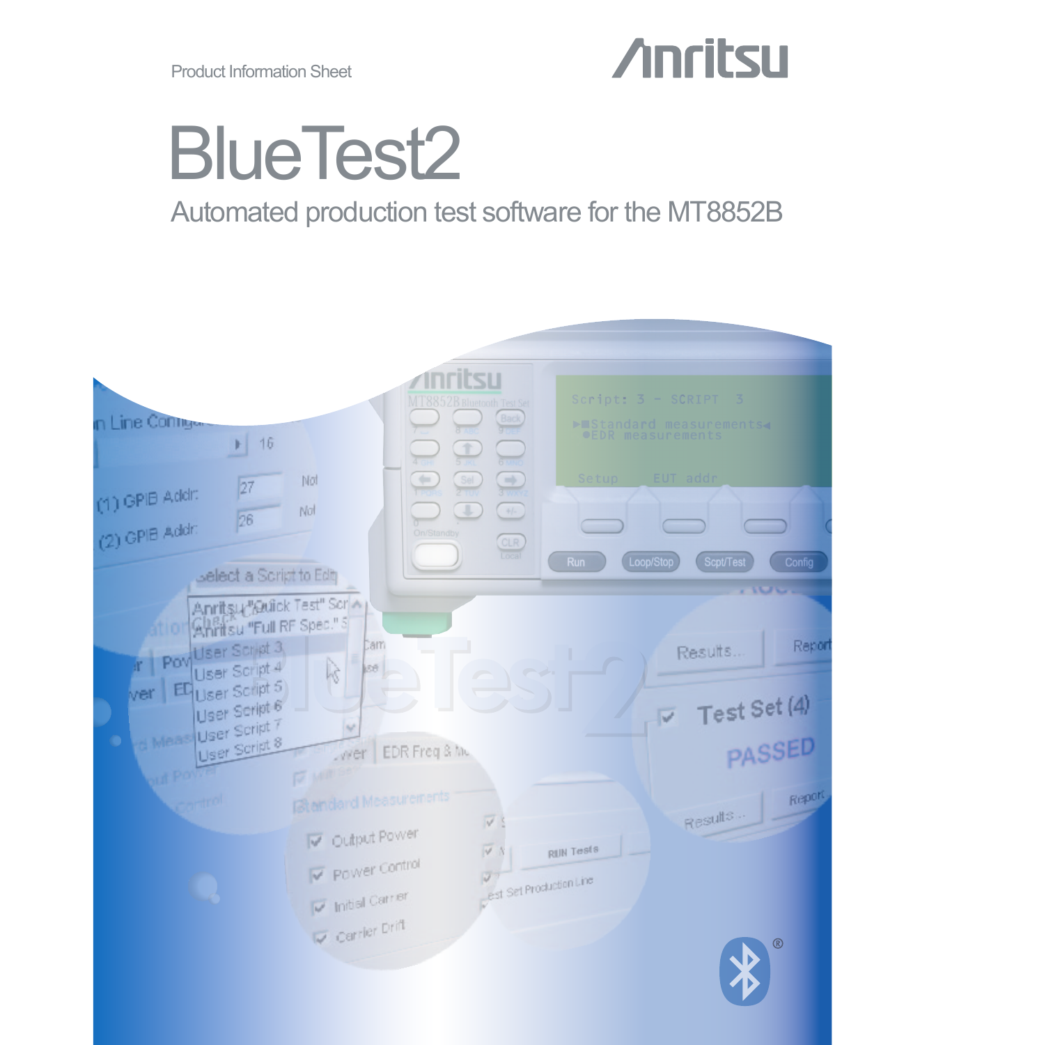Product Information Sheet

Anritsu

# BlueTest2

## Automated production test software for the MT8852B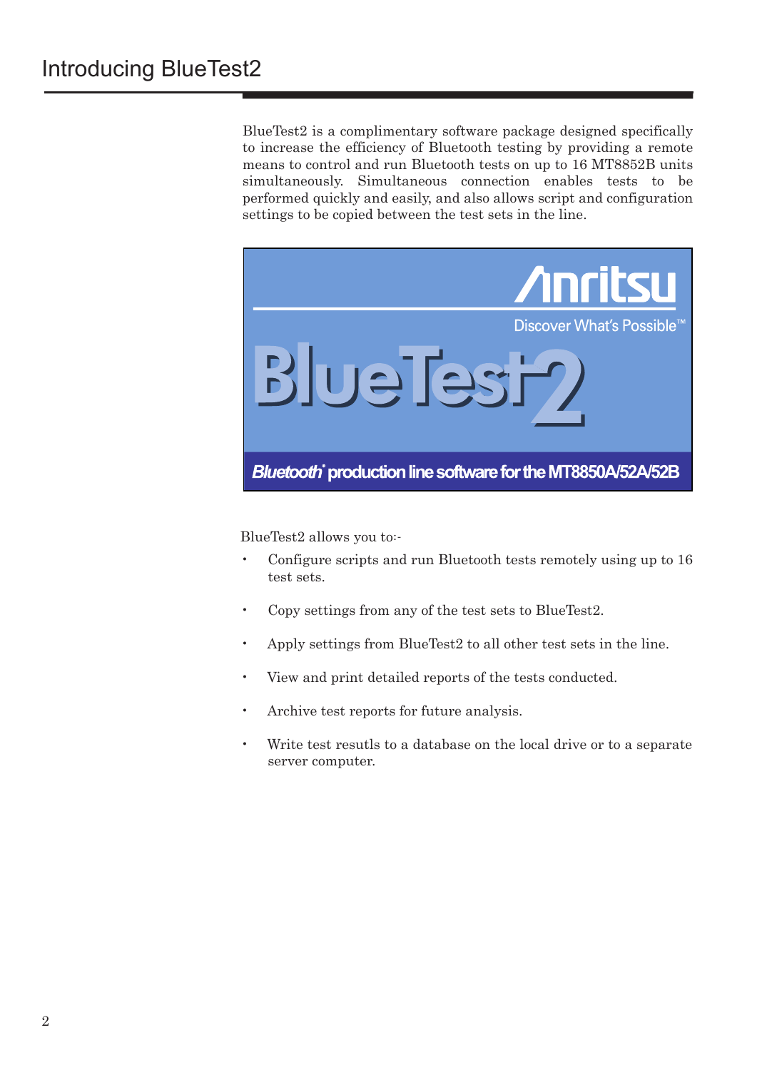# Introducing BlueTest2

BlueTest2 is a complimentary software package designed specifically to increase the efficiency of Bluetooth testing by providing a remote means to control and run Bluetooth tests on up to 16 MT8852B units simultaneously. Simultaneous connection enables tests to be performed quickly and easily, and also allows script and configuration settings to be copied between the test sets in the line.

Anritsu
Discover What's Possible™
BlueTest2
*Bluetooth*® production line software for the MT8850A/52A/52B

BlueTest2 allows you to:-

- Configure scripts and run Bluetooth tests remotely using up to 16 test sets.
- Copy settings from any of the test sets to BlueTest2.
- Apply settings from BlueTest2 to all other test sets in the line.
- View and print detailed reports of the tests conducted.
- Archive test reports for future analysis.
- Write test resutls to a database on the local drive or to a separate server computer.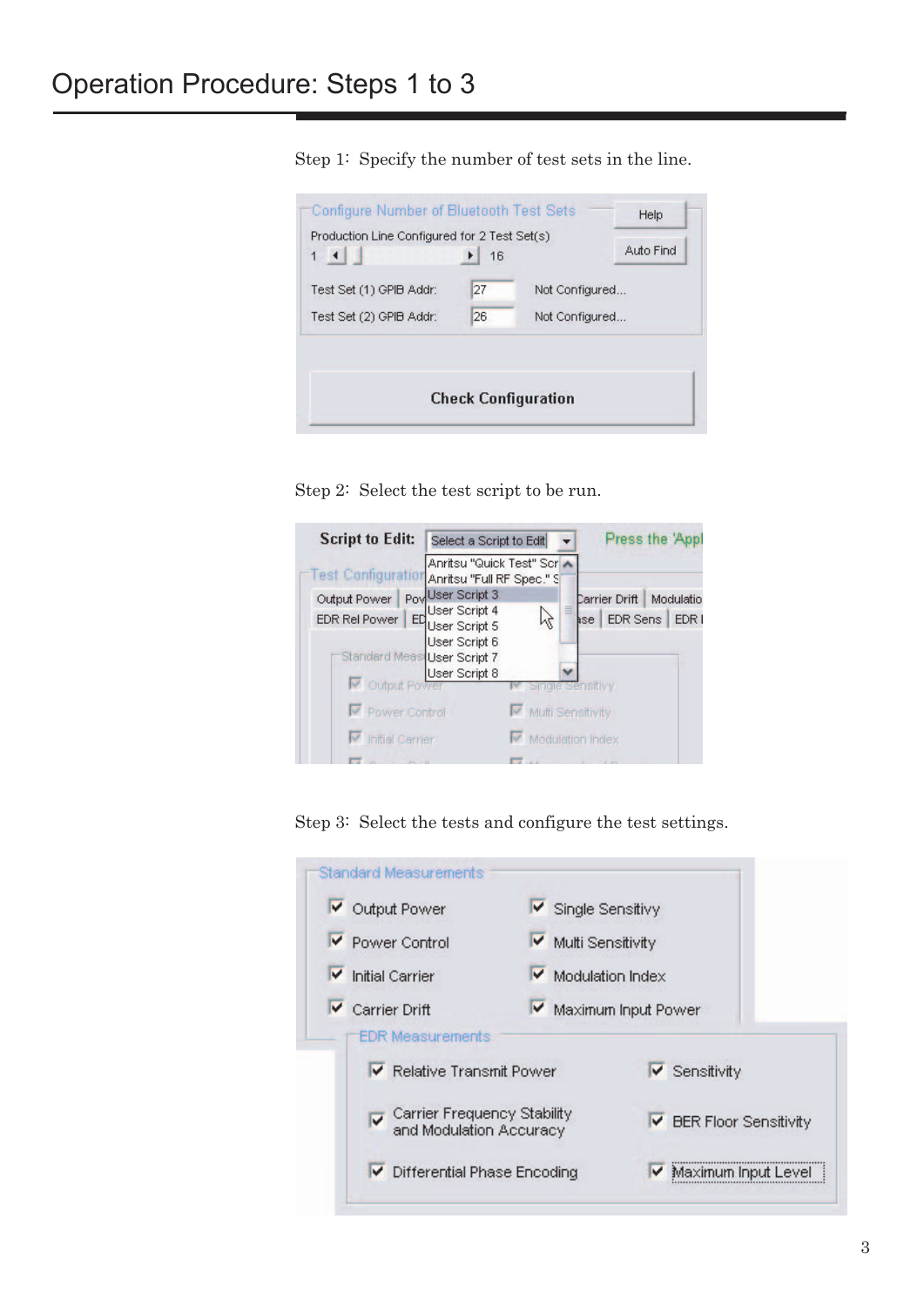# Operation Procedure: Steps 1 to 3

Step 1: Specify the number of test sets in the line.

Configure Number of Bluetooth Test Sets

Help

Production Line Configured for 2 Test Set(s)

1 16

Auto Find

Test Set (1) GPIB Addr: 27 Not Configured...

Test Set (2) GPIB Addr: 26 Not Configured...

**Check Configuration**

Step 2: Select the test script to be run.

**Script to Edit:** Select a Script to Edit

Press the 'Appl

Anritsu "Quick Test" Scr
Anritsu "Full RF Spec." S
User Script 3
User Script 4
User Script 5
User Script 6
User Script 7
User Script 8

Test Configuration

Output Power | Pov | Carrier Drift | Modulatio

EDR Rel Power | ED | ase | EDR Sens | EDR I

Standard Meas

Output Power | Single Sensitivy

Power Control | Multi Sensitivity

Initial Carrier | Modulation Index

Step 3: Select the tests and configure the test settings.

Standard Measurements

- ☑ Output Power
- ☑ Single Sensitivy
- ☑ Power Control
- ☑ Multi Sensitivity
- ☑ Initial Carrier
- ☑ Modulation Index
- ☑ Carrier Drift
- ☑ Maximum Input Power

EDR Measurements

- ☑ Relative Transmit Power
- ☑ Sensitivity
- ☑ Carrier Frequency Stability and Modulation Accuracy
- ☑ BER Floor Sensitivity
- ☑ Differential Phase Encoding
- ☑ Maximum Input Level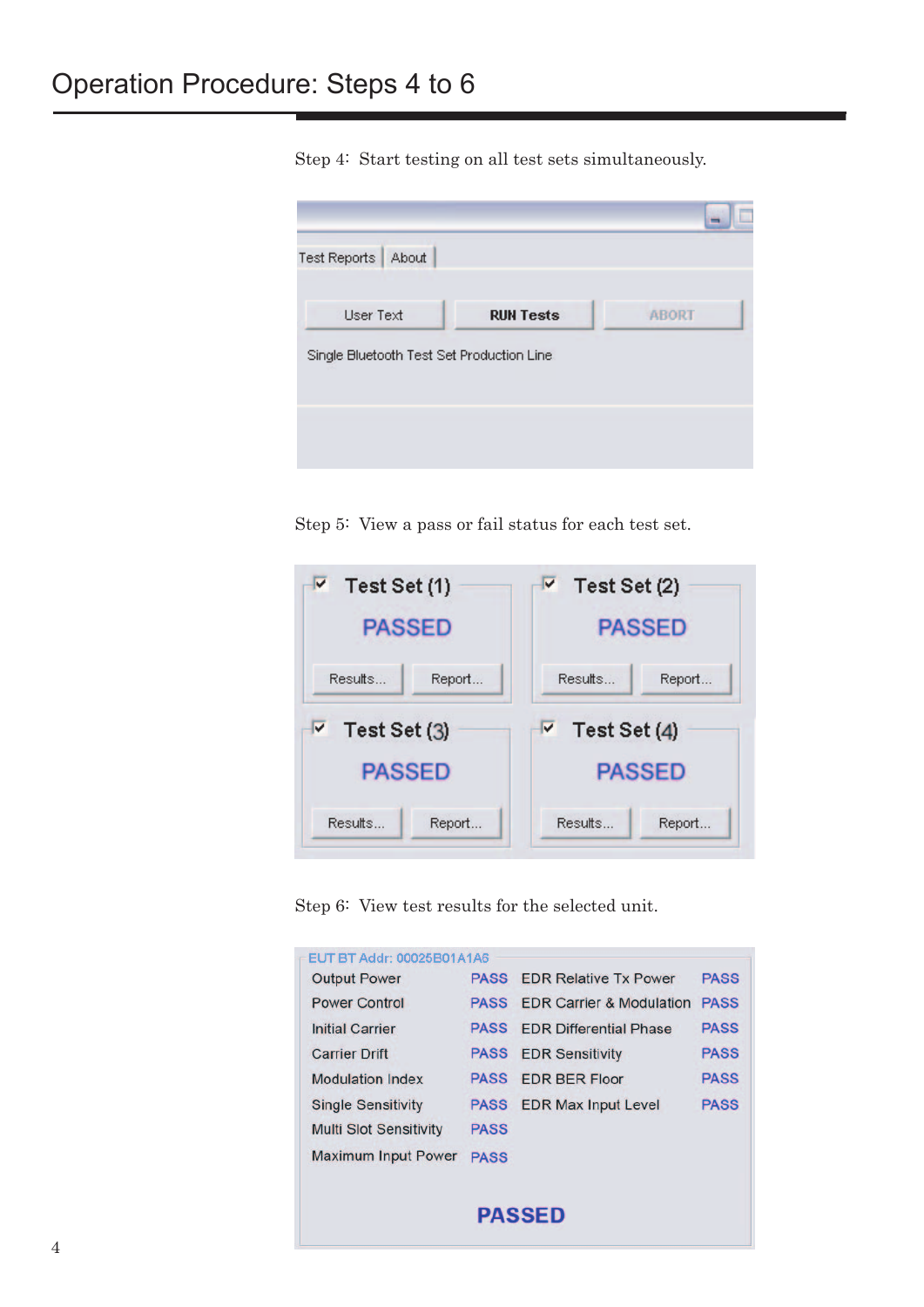# Operation Procedure: Steps 4 to 6

Step 4: Start testing on all test sets simultaneously.

Test Reports | About

User Text | RUN Tests | ABORT

Single Bluetooth Test Set Production Line

Step 5: View a pass or fail status for each test set.

Test Set (1) — PASSED — Results... | Report...

Test Set (2) — PASSED — Results... | Report...

Test Set (3) — PASSED — Results... | Report...

Test Set (4) — PASSED — Results... | Report...

Step 6: View test results for the selected unit.

EUT BT Addr: 00025B01A1A6

| Test | Result | Test | Result |
|---|---|---|---|
| Output Power | PASS | EDR Relative Tx Power | PASS |
| Power Control | PASS | EDR Carrier & Modulation | PASS |
| Initial Carrier | PASS | EDR Differential Phase | PASS |
| Carrier Drift | PASS | EDR Sensitivity | PASS |
| Modulation Index | PASS | EDR BER Floor | PASS |
| Single Sensitivity | PASS | EDR Max Input Level | PASS |
| Multi Slot Sensitivity | PASS | | |
| Maximum Input Power | PASS | | |

**PASSED**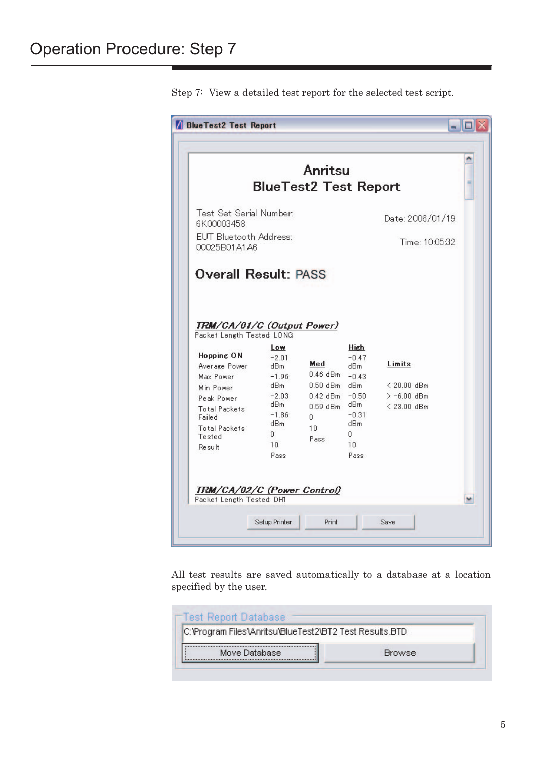# Operation Procedure: Step 7

Step 7: View a detailed test report for the selected test script.

**BlueTest2 Test Report**

## Anritsu
## BlueTest2 Test Report

Test Set Serial Number:
6K00003458

Date: 2006/01/19

EUT Bluetooth Address:
00025B01A1A6

Time: 10:05:32

**Overall Result: PASS**

***TRM/CA/01/C (Output Power)***

Packet Length Tested: LONG

| Hopping ON | Low | Med | High | Limits |
|---|---|---|---|---|
| Average Power | -2.01 dBm | 0.46 dBm | -0.47 dBm | < 20.00 dBm |
| Max Power | -1.96 dBm | 0.50 dBm | -0.43 dBm | > -6.00 dBm |
| Min Power | -2.03 dBm | 0.42 dBm | -0.50 dBm | < 23.00 dBm |
| Peak Power | -1.86 dBm | 0.59 dBm | -0.31 dBm | |
| Total Packets Failed | 0 | 0 | 0 | |
| Total Packets Tested | 10 | 10 | 10 | |
| Result | Pass | Pass | Pass | |

***TRM/CA/02/C (Power Control)***

Packet Length Tested: DH1

Setup Printer | Print | Save

All test results are saved automatically to a database at a location specified by the user.

**Test Report Database**

C:\Program Files\Anritsu\BlueTest2\BT2 Test Results.BTD

Move Database | Browse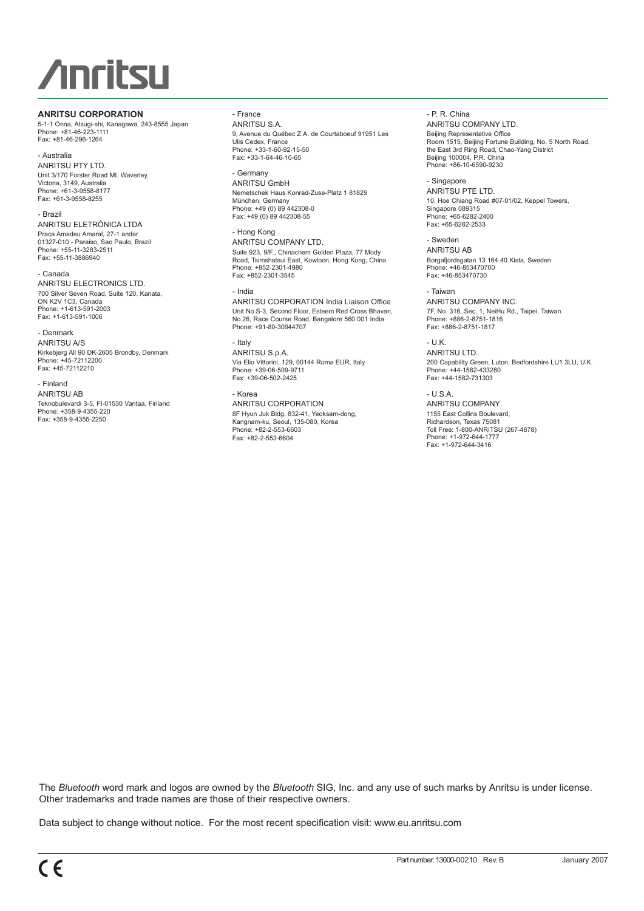# Anritsu

**ANRITSU CORPORATION**
5-1-1 Onna, Atsugi-shi, Kanagawa, 243-8555 Japan
Phone: +81-46-223-1111
Fax: +81-46-296-1264

- Australia
ANRITSU PTY LTD.
Unit 3/170 Forster Road Mt. Waverley, Victoria, 3149, Australia
Phone: +61-3-9558-8177
Fax: +61-3-9558-8255

- Brazil
ANRITSU ELETRÔNICA LTDA
Praca Amadeu Amaral, 27-1 andar
01327-010 - Paraiso, Sao Paulo, Brazil
Phone: +55-11-3283-2511
Fax: +55-11-3886940

- Canada
ANRITSU ELECTRONICS LTD.
700 Silver Seven Road, Suite 120, Kanata, ON K2V 1C3, Canada
Phone: +1-613-591-2003
Fax: +1-613-591-1006

- Denmark
ANRITSU A/S
Kirkebjerg All 90 DK-2605 Brondby, Denmark
Phone: +45-72112200
Fax: +45-72112210

- Finland
ANRITSU AB
Teknobulevardi 3-5, FI-01530 Vantaa, Finland
Phone: +358-9-4355-220
Fax: +358-9-4355-2250

- France
ANRITSU S.A.
9, Avenue du Québec Z.A. de Courtaboeuf 91951 Les Ulis Cedex, France
Phone: +33-1-60-92-15-50
Fax: +33-1-64-46-10-65

- Germany
ANRITSU GmbH
Nemetschek Haus Konrad-Zuse-Platz 1 81829 München, Germany
Phone: +49 (0) 89 442308-0
Fax: +49 (0) 89 442308-55

- Hong Kong
ANRITSU COMPANY LTD.
Suite 923, 9/F., Chinachem Golden Plaza, 77 Mody Road, Tsimshatsui East, Kowloon, Hong Kong, China
Phone: +852-2301-4980
Fax: +852-2301-3545

- India
ANRITSU CORPORATION India Liaison Office
Unit No.S-3, Second Floor, Esteem Red Cross Bhavan, No.26, Race Course Road, Bangalore 560 001 India
Phone: +91-80-30944707

- Italy
ANRITSU S.p.A.
Via Elio Vittorini, 129, 00144 Roma EUR, Italy
Phone: +39-06-509-9711
Fax: +39-06-502-2425

- Korea
ANRITSU CORPORATION
8F Hyun Juk Bldg. 832-41, Yeoksam-dong, Kangnam-ku, Seoul, 135-080, Korea
Phone: +82-2-553-6603
Fax: +82-2-553-6604

- P. R. China
ANRITSU COMPANY LTD.
Beijing Representative Office
Room 1515, Beijing Fortune Building, No. 5 North Road, the East 3rd Ring Road, Chao-Yang District
Beijing 100004, P.R. China
Phone: +86-10-6590-9230

- Singapore
ANRITSU PTE LTD.
10, Hoe Chiang Road #07-01/02, Keppel Towers, Singapore 089315
Phone: +65-6282-2400
Fax: +65-6282-2533

- Sweden
ANRITSU AB
Borgafjordsgatan 13 164 40 Kista, Sweden
Phone: +46-853470700
Fax: +46-853470730

- Taiwan
ANRITSU COMPANY INC.
7F, No. 316, Sec. 1, NeiHu Rd., Taipei, Taiwan
Phone: +886-2-8751-1816
Fax: +886-2-8751-1817

- U.K.
ANRITSU LTD.
200 Capability Green, Luton, Bedfordshire LU1 3LU, U.K.
Phone: +44-1582-433280
Fax: +44-1582-731303

- U.S.A.
ANRITSU COMPANY
1155 East Collins Boulevard, Richardson, Texas 75081
Toll Free: 1-800-ANRITSU (267-4878)
Phone: +1-972-644-1777
Fax: +1-972-644-3416

The *Bluetooth* word mark and logos are owned by the *Bluetooth* SIG, Inc. and any use of such marks by Anritsu is under license. Other trademarks and trade names are those of their respective owners.

Data subject to change without notice. For the most recent specification visit: www.eu.anritsu.com

CE

Part number: 13000-00210 Rev. B January 2007